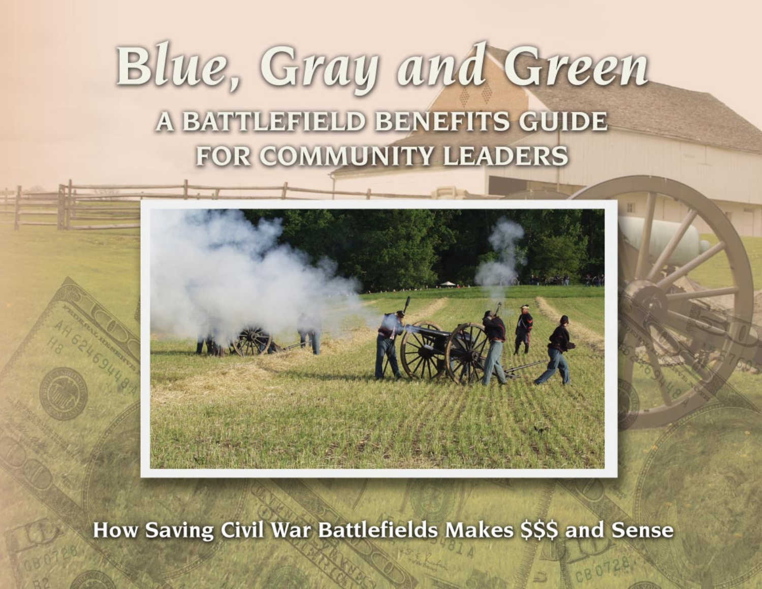# Blue, Gray and Green

## A BATTLEFIELD BENEFITS GUIDE FOR COMMUNITY LEADERS

How Saving Civil War Battlefields Makes $$$ and Sense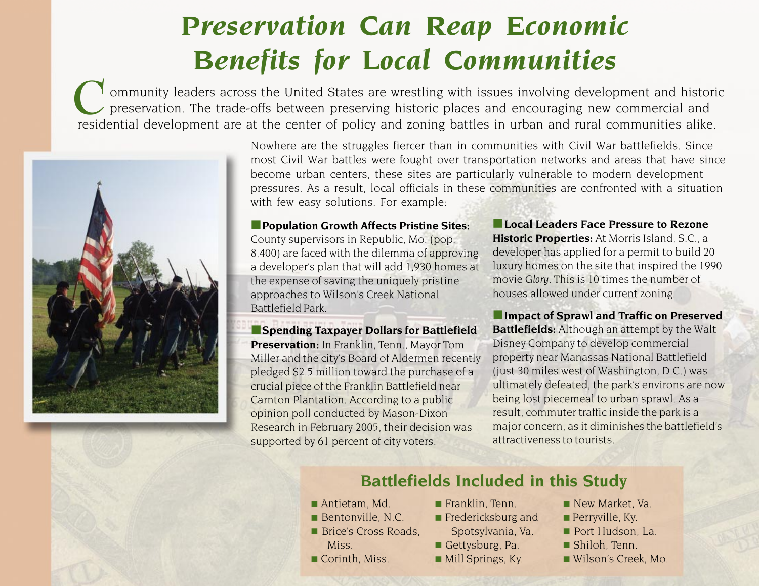# Preservation Can Reap Economic Benefits for Local Communities

Community leaders across the United States are wrestling with issues involving development and historic preservation. The trade-offs between preserving historic places and encouraging new commercial and residential development are at the center of policy and zoning battles in urban and rural communities alike.

Nowhere are the struggles fiercer than in communities with Civil War battlefields. Since most Civil War battles were fought over transportation networks and areas that have since become urban centers, these sites are particularly vulnerable to modern development pressures. As a result, local officials in these communities are confronted with a situation with few easy solutions. For example:

- **Population Growth Affects Pristine Sites:** County supervisors in Republic, Mo. (pop. 8,400) are faced with the dilemma of approving a developer's plan that will add 1,930 homes at the expense of saving the uniquely pristine approaches to Wilson's Creek National Battlefield Park.

- **Spending Taxpayer Dollars for Battlefield Preservation:** In Franklin, Tenn., Mayor Tom Miller and the city's Board of Aldermen recently pledged $2.5 million toward the purchase of a crucial piece of the Franklin Battlefield near Carnton Plantation. According to a public opinion poll conducted by Mason-Dixon Research in February 2005, their decision was supported by 61 percent of city voters.

- **Local Leaders Face Pressure to Rezone Historic Properties:** At Morris Island, S.C., a developer has applied for a permit to build 20 luxury homes on the site that inspired the 1990 movie *Glory*. This is 10 times the number of houses allowed under current zoning.

- **Impact of Sprawl and Traffic on Preserved Battlefields:** Although an attempt by the Walt Disney Company to develop commercial property near Manassas National Battlefield (just 30 miles west of Washington, D.C.) was ultimately defeated, the park's environs are now being lost piecemeal to urban sprawl. As a result, commuter traffic inside the park is a major concern, as it diminishes the battlefield's attractiveness to tourists.

## Battlefields Included in this Study

- Antietam, Md.
- Bentonville, N.C.
- Brice's Cross Roads, Miss.
- Corinth, Miss.
- Franklin, Tenn.
- Fredericksburg and Spotsylvania, Va.
- Gettysburg, Pa.
- Mill Springs, Ky.
- New Market, Va.
- Perryville, Ky.
- Port Hudson, La.
- Shiloh, Tenn.
- Wilson's Creek, Mo.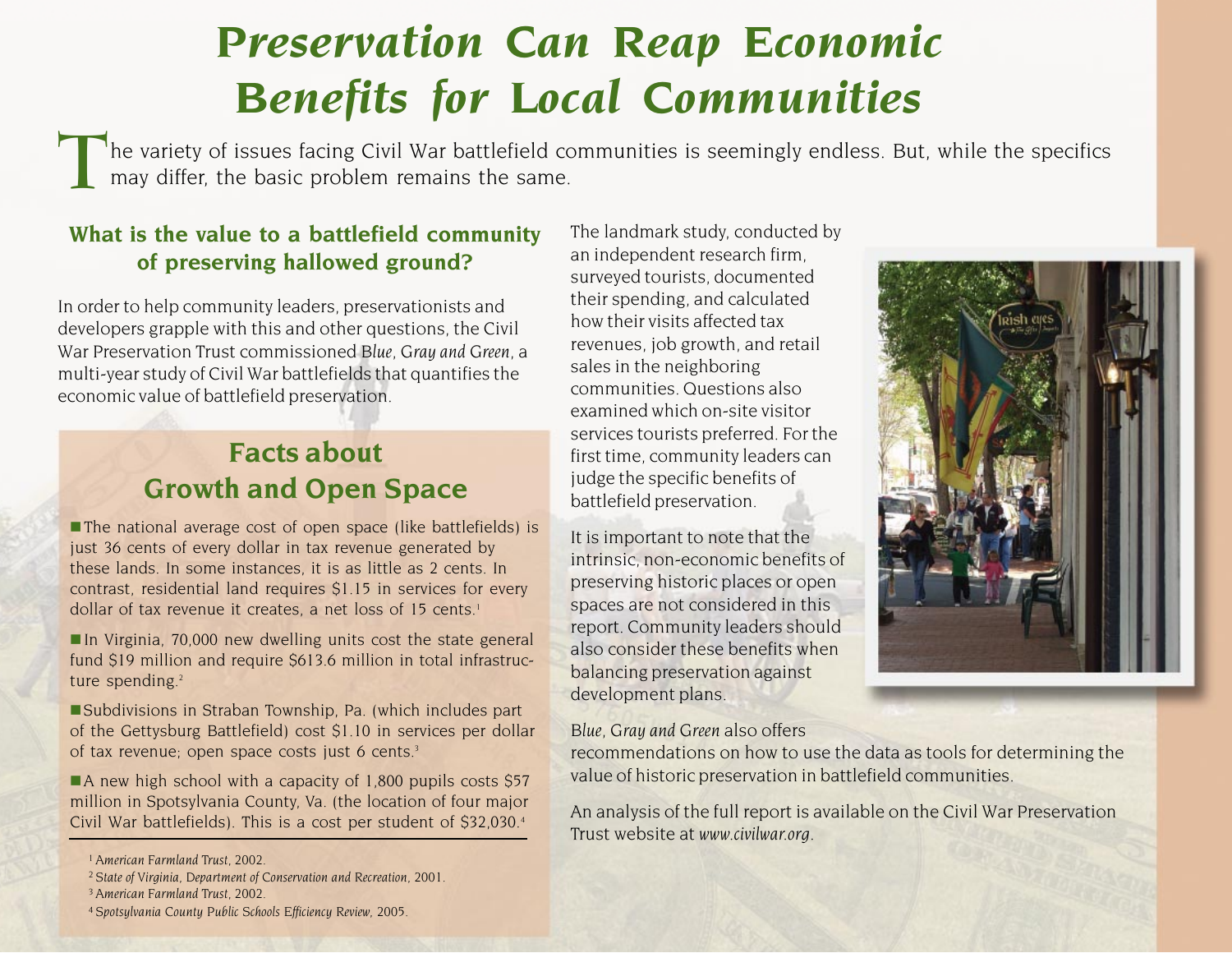# Preservation Can Reap Economic Benefits for Local Communities

The variety of issues facing Civil War battlefield communities is seemingly endless. But, while the specifics may differ, the basic problem remains the same.

### What is the value to a battlefield community of preserving hallowed ground?

In order to help community leaders, preservationists and developers grapple with this and other questions, the Civil War Preservation Trust commissioned *Blue, Gray and Green*, a multi-year study of Civil War battlefields that quantifies the economic value of battlefield preservation.

## Facts about Growth and Open Space

- The national average cost of open space (like battlefields) is just 36 cents of every dollar in tax revenue generated by these lands. In some instances, it is as little as 2 cents. In contrast, residential land requires $1.15 in services for every dollar of tax revenue it creates, a net loss of 15 cents.[1]
- In Virginia, 70,000 new dwelling units cost the state general fund $19 million and require $613.6 million in total infrastructure spending.[2]
- Subdivisions in Straban Township, Pa. (which includes part of the Gettysburg Battlefield) cost $1.10 in services per dollar of tax revenue; open space costs just 6 cents.[3]
- A new high school with a capacity of 1,800 pupils costs $57 million in Spotsylvania County, Va. (the location of four major Civil War battlefields). This is a cost per student of $32,030.[4]

[1] *American Farmland Trust*, 2002.
[2] *State of Virginia, Department of Conservation and Recreation*, 2001.
[3] *American Farmland Trust*, 2002.
[4] *Spotsylvania County Public Schools Efficiency Review*, 2005.

The landmark study, conducted by an independent research firm, surveyed tourists, documented their spending, and calculated how their visits affected tax revenues, job growth, and retail sales in the neighboring communities. Questions also examined which on-site visitor services tourists preferred. For the first time, community leaders can judge the specific benefits of battlefield preservation.

It is important to note that the intrinsic, non-economic benefits of preserving historic places or open spaces are not considered in this report. Community leaders should also consider these benefits when balancing preservation against development plans.

*Blue, Gray and Green* also offers recommendations on how to use the data as tools for determining the value of historic preservation in battlefield communities.

An analysis of the full report is available on the Civil War Preservation Trust website at *www.civilwar.org*.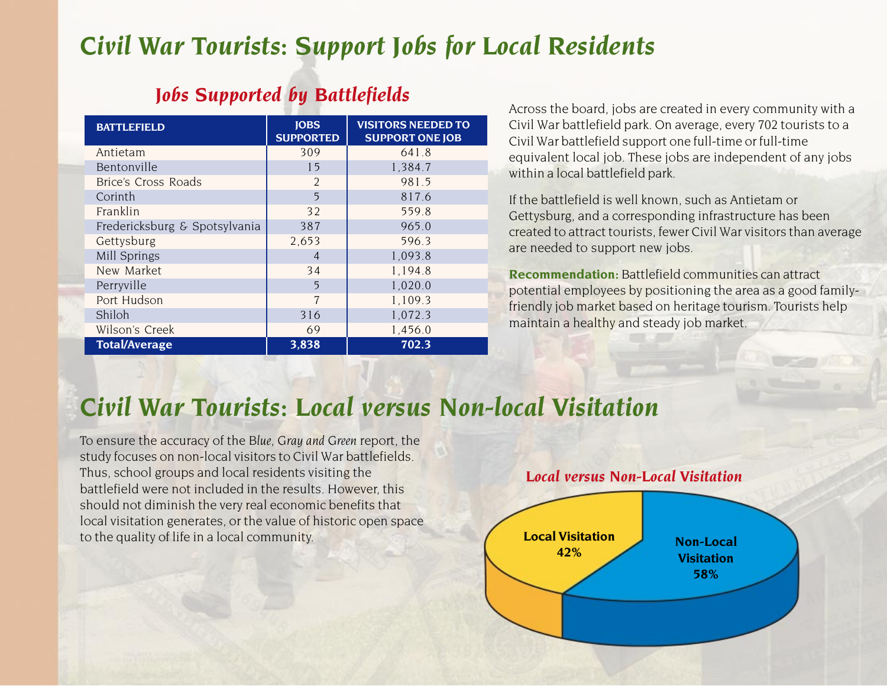# Civil War Tourists: Support Jobs for Local Residents

## Jobs Supported by Battlefields

| BATTLEFIELD | JOBS SUPPORTED | VISITORS NEEDED TO SUPPORT ONE JOB |
|---|---|---|
| Antietam | 309 | 641.8 |
| Bentonville | 15 | 1,384.7 |
| Brice's Cross Roads | 2 | 981.5 |
| Corinth | 5 | 817.6 |
| Franklin | 32 | 559.8 |
| Fredericksburg & Spotsylvania | 387 | 965.0 |
| Gettysburg | 2,653 | 596.3 |
| Mill Springs | 4 | 1,093.8 |
| New Market | 34 | 1,194.8 |
| Perryville | 5 | 1,020.0 |
| Port Hudson | 7 | 1,109.3 |
| Shiloh | 316 | 1,072.3 |
| Wilson's Creek | 69 | 1,456.0 |
| **Total/Average** | **3,838** | **702.3** |

Across the board, jobs are created in every community with a Civil War battlefield park. On average, every 702 tourists to a Civil War battlefield support one full-time or full-time equivalent local job. These jobs are independent of any jobs within a local battlefield park.

If the battlefield is well known, such as Antietam or Gettysburg, and a corresponding infrastructure has been created to attract tourists, fewer Civil War visitors than average are needed to support new jobs.

**Recommendation:** Battlefield communities can attract potential employees by positioning the area as a good family-friendly job market based on heritage tourism. Tourists help maintain a healthy and steady job market.

# Civil War Tourists: Local versus Non-local Visitation

To ensure the accuracy of the *Blue, Gray and Green* report, the study focuses on non-local visitors to Civil War battlefields. Thus, school groups and local residents visiting the battlefield were not included in the results. However, this should not diminish the very real economic benefits that local visitation generates, or the value of historic open space to the quality of life in a local community.

## Local versus Non-Local Visitation

- Local Visitation 42%
- Non-Local Visitation 58%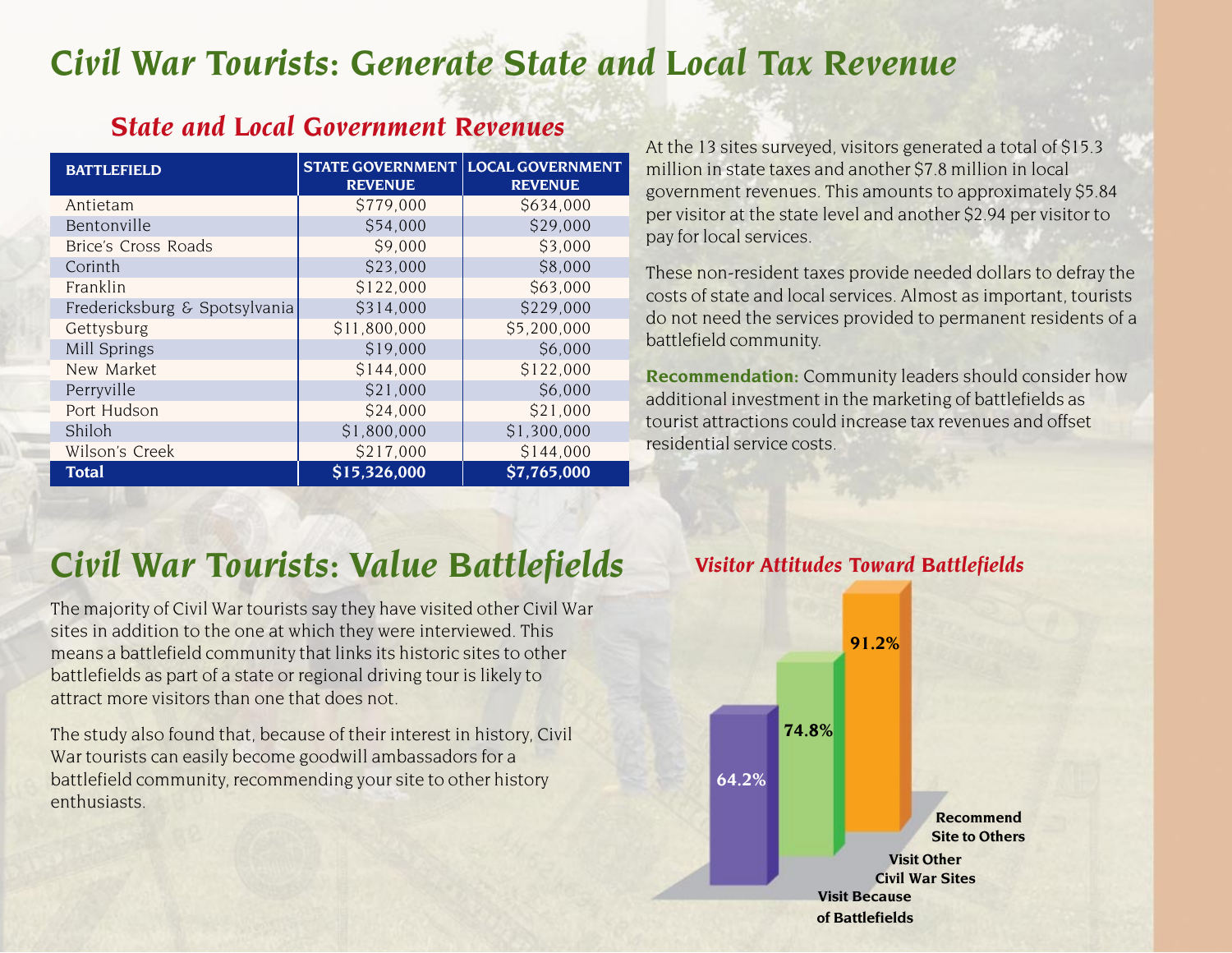# Civil War Tourists: Generate State and Local Tax Revenue

## State and Local Government Revenues

| BATTLEFIELD | STATE GOVERNMENT REVENUE | LOCAL GOVERNMENT REVENUE |
|---|---|---|
| Antietam | $779,000 | $634,000 |
| Bentonville | $54,000 | $29,000 |
| Brice's Cross Roads | $9,000 | $3,000 |
| Corinth | $23,000 | $8,000 |
| Franklin | $122,000 | $63,000 |
| Fredericksburg & Spotsylvania | $314,000 | $229,000 |
| Gettysburg | $11,800,000 | $5,200,000 |
| Mill Springs | $19,000 | $6,000 |
| New Market | $144,000 | $122,000 |
| Perryville | $21,000 | $6,000 |
| Port Hudson | $24,000 | $21,000 |
| Shiloh | $1,800,000 | $1,300,000 |
| Wilson's Creek | $217,000 | $144,000 |
| **Total** | **$15,326,000** | **$7,765,000** |

At the 13 sites surveyed, visitors generated a total of $15.3 million in state taxes and another $7.8 million in local government revenues. This amounts to approximately $5.84 per visitor at the state level and another $2.94 per visitor to pay for local services.

These non-resident taxes provide needed dollars to defray the costs of state and local services. Almost as important, tourists do not need the services provided to permanent residents of a battlefield community.

**Recommendation:** Community leaders should consider how additional investment in the marketing of battlefields as tourist attractions could increase tax revenues and offset residential service costs.

# Civil War Tourists: Value Battlefields

The majority of Civil War tourists say they have visited other Civil War sites in addition to the one at which they were interviewed. This means a battlefield community that links its historic sites to other battlefields as part of a state or regional driving tour is likely to attract more visitors than one that does not.

The study also found that, because of their interest in history, Civil War tourists can easily become goodwill ambassadors for a battlefield community, recommending your site to other history enthusiasts.

## Visitor Attitudes Toward Battlefields

| Attitude | Percent |
|---|---|
| Visit Because of Battlefields | 64.2% |
| Visit Other Civil War Sites | 74.8% |
| Recommend Site to Others | 91.2% |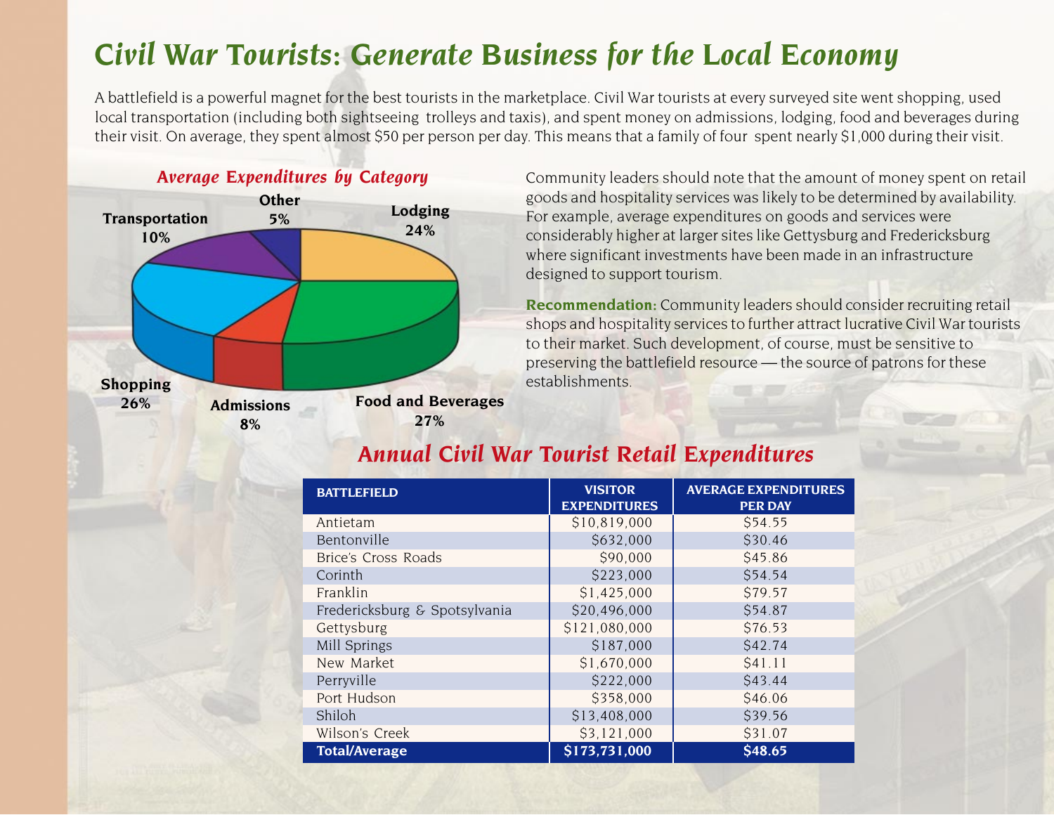# Civil War Tourists: Generate Business for the Local Economy

A battlefield is a powerful magnet for the best tourists in the marketplace. Civil War tourists at every surveyed site went shopping, used local transportation (including both sightseeing trolleys and taxis), and spent money on admissions, lodging, food and beverages during their visit. On average, they spent almost $50 per person per day. This means that a family of four spent nearly $1,000 during their visit.

## Average Expenditures by Category

- Food and Beverages 27%
- Shopping 26%
- Lodging 24%
- Transportation 10%
- Admissions 8%
- Other 5%

Community leaders should note that the amount of money spent on retail goods and hospitality services was likely to be determined by availability. For example, average expenditures on goods and services were considerably higher at larger sites like Gettysburg and Fredericksburg where significant investments have been made in an infrastructure designed to support tourism.

**Recommendation:** Community leaders should consider recruiting retail shops and hospitality services to further attract lucrative Civil War tourists to their market. Such development, of course, must be sensitive to preserving the battlefield resource — the source of patrons for these establishments.

## Annual Civil War Tourist Retail Expenditures

| BATTLEFIELD | VISITOR EXPENDITURES | AVERAGE EXPENDITURES PER DAY |
|---|---|---|
| Antietam | $10,819,000 | $54.55 |
| Bentonville | $632,000 | $30.46 |
| Brice's Cross Roads | $90,000 | $45.86 |
| Corinth | $223,000 | $54.54 |
| Franklin | $1,425,000 | $79.57 |
| Fredericksburg & Spotsylvania | $20,496,000 | $54.87 |
| Gettysburg | $121,080,000 | $76.53 |
| Mill Springs | $187,000 | $42.74 |
| New Market | $1,670,000 | $41.11 |
| Perryville | $222,000 | $43.44 |
| Port Hudson | $358,000 | $46.06 |
| Shiloh | $13,408,000 | $39.56 |
| Wilson's Creek | $3,121,000 | $31.07 |
| **Total/Average** | **$173,731,000** | **$48.65** |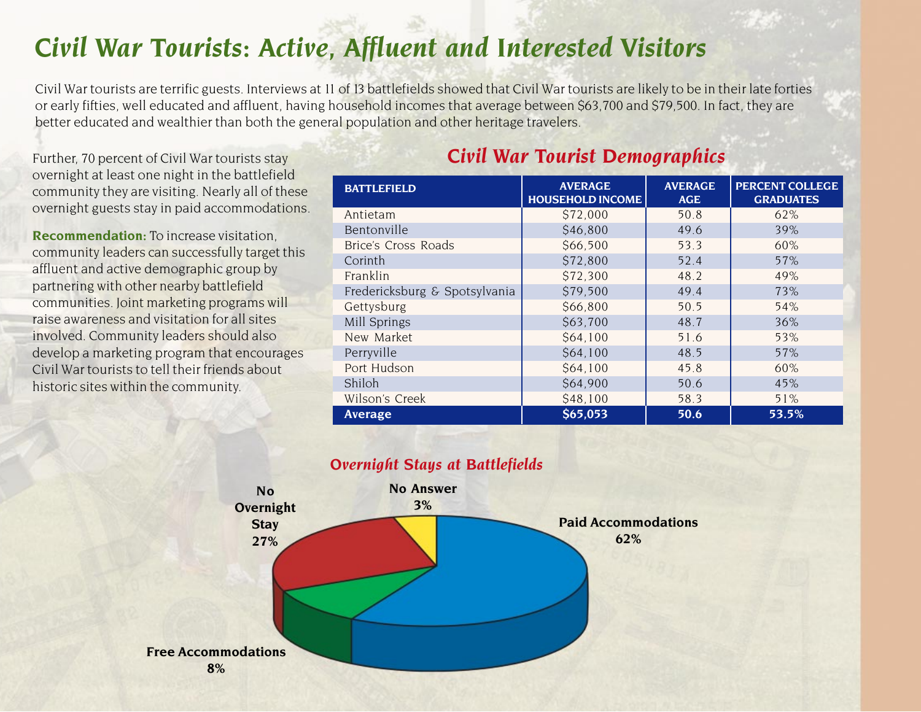# Civil War Tourists: Active, Affluent and Interested Visitors

Civil War tourists are terrific guests. Interviews at 11 of 13 battlefields showed that Civil War tourists are likely to be in their late forties or early fifties, well educated and affluent, having household incomes that average between $63,700 and $79,500. In fact, they are better educated and wealthier than both the general population and other heritage travelers.

Further, 70 percent of Civil War tourists stay overnight at least one night in the battlefield community they are visiting. Nearly all of these overnight guests stay in paid accommodations.

**Recommendation:** To increase visitation, community leaders can successfully target this affluent and active demographic group by partnering with other nearby battlefield communities. Joint marketing programs will raise awareness and visitation for all sites involved. Community leaders should also develop a marketing program that encourages Civil War tourists to tell their friends about historic sites within the community.

## Civil War Tourist Demographics

| BATTLEFIELD | AVERAGE HOUSEHOLD INCOME | AVERAGE AGE | PERCENT COLLEGE GRADUATES |
|---|---|---|---|
| Antietam | $72,000 | 50.8 | 62% |
| Bentonville | $46,800 | 49.6 | 39% |
| Brice's Cross Roads | $66,500 | 53.3 | 60% |
| Corinth | $72,800 | 52.4 | 57% |
| Franklin | $72,300 | 48.2 | 49% |
| Fredericksburg & Spotsylvania | $79,500 | 49.4 | 73% |
| Gettysburg | $66,800 | 50.5 | 54% |
| Mill Springs | $63,700 | 48.7 | 36% |
| New Market | $64,100 | 51.6 | 53% |
| Perryville | $64,100 | 48.5 | 57% |
| Port Hudson | $64,100 | 45.8 | 60% |
| Shiloh | $64,900 | 50.6 | 45% |
| Wilson's Creek | $48,100 | 58.3 | 51% |
| **Average** | **$65,053** | **50.6** | **53.5%** |

## Overnight Stays at Battlefields

- Paid Accommodations 62%
- No Overnight Stay 27%
- Free Accommodations 8%
- No Answer 3%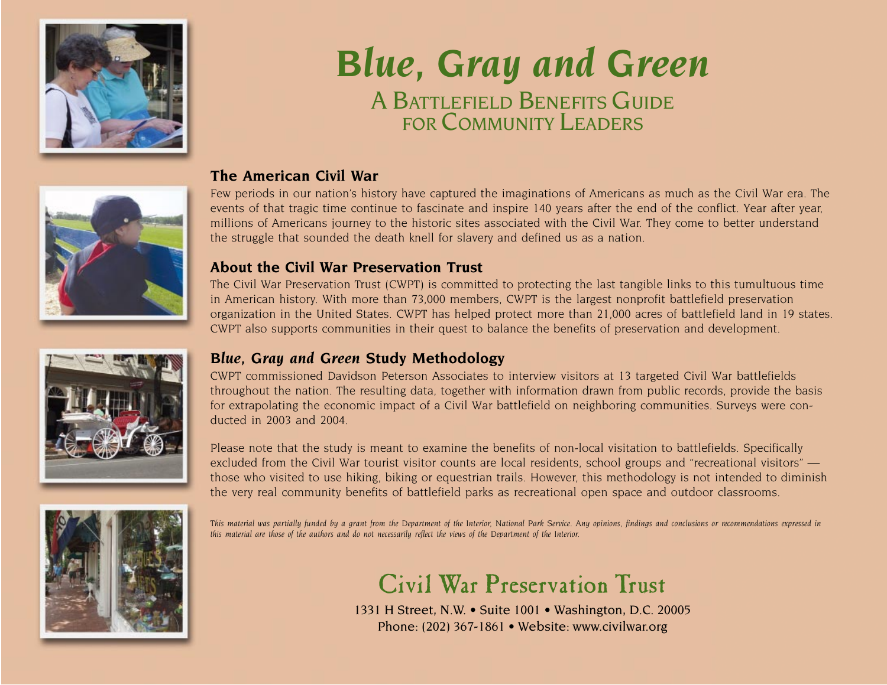# *Blue, Gray and Green*

## A Battlefield Benefits Guide for Community Leaders

### The American Civil War

Few periods in our nation's history have captured the imaginations of Americans as much as the Civil War era. The events of that tragic time continue to fascinate and inspire 140 years after the end of the conflict. Year after year, millions of Americans journey to the historic sites associated with the Civil War. They come to better understand the struggle that sounded the death knell for slavery and defined us as a nation.

### About the Civil War Preservation Trust

The Civil War Preservation Trust (CWPT) is committed to protecting the last tangible links to this tumultuous time in American history. With more than 73,000 members, CWPT is the largest nonprofit battlefield preservation organization in the United States. CWPT has helped protect more than 21,000 acres of battlefield land in 19 states. CWPT also supports communities in their quest to balance the benefits of preservation and development.

### *Blue, Gray and Green* Study Methodology

CWPT commissioned Davidson Peterson Associates to interview visitors at 13 targeted Civil War battlefields throughout the nation. The resulting data, together with information drawn from public records, provide the basis for extrapolating the economic impact of a Civil War battlefield on neighboring communities. Surveys were conducted in 2003 and 2004.

Please note that the study is meant to examine the benefits of non-local visitation to battlefields. Specifically excluded from the Civil War tourist visitor counts are local residents, school groups and "recreational visitors" — those who visited to use hiking, biking or equestrian trails. However, this methodology is not intended to diminish the very real community benefits of battlefield parks as recreational open space and outdoor classrooms.

*This material was partially funded by a grant from the Department of the Interior, National Park Service. Any opinions, findings and conclusions or recommendations expressed in this material are those of the authors and do not necessarily reflect the views of the Department of the Interior.*

## Civil War Preservation Trust

1331 H Street, N.W. • Suite 1001 • Washington, D.C. 20005
Phone: (202) 367-1861 • Website: www.civilwar.org